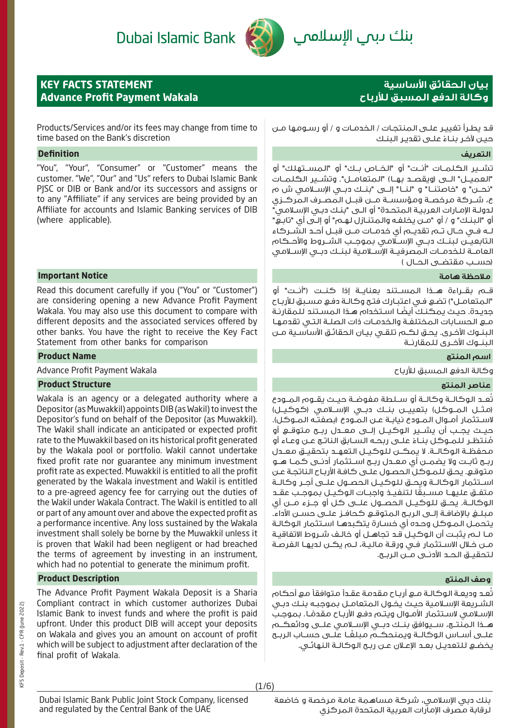Dubai Islamic Bank | بنك دبي الإسلامي

# KEY FACTS STATEMENT
# Advance Profit Payment Wakala

# بيان الحقائق الأساسية
# وكالة الدفع المسبق للأرباح

Products/Services and/or its fees may change from time to time based on the Bank's discretion

قد يطرأ تغيير على المنتجات / الخدمات و / أو رسومها من حين لآخر بناءً على تقدير البنك

## Definition

"You", "Your", "Consumer" or "Customer" means the customer. "We", "Our" and "Us" refers to Dubai Islamic Bank PJSC or DIB or Bank and/or its successors and assigns or to any "Affiliate" if any services are being provided by an Affiliate for accounts and Islamic Banking services of DIB (where applicable).

## التعريف

تشير الكلمات "أنت" أو "الخاص بك" أو "المستهلك" أو "العميل" الى (ويقصد بها) "المتعامل". وتشير الكلمات "نحن" و "خاصتنا" و "لنا" إلى "بنك دبي الإسلامي ش م ع، شركة مرخصة ومؤسسة من قبل المصرف المركزي لدولة الإمارات العربية المتحدة" أو الى "بنك دبي الإسلامي" أو "البنك" و / أو "من يخلفه والمتنازل لهم" أو إلى أي "تابع" له في حال تم تقديم أي خدمات من قبل أحد الشركاء التابعين لبنك دبي الإسلامي بموجب الشروط والأحكام العامة للخدمات المصرفية الإسلامية لبنك دبي الإسلامي (حسب مقتضى الحال )

## Important Notice

Read this document carefully if you ("You" or "Customer") are considering opening a new Advance Profit Payment Wakala. You may also use this document to compare with different deposits and the associated services offered by other banks. You have the right to receive the Key Fact Statement from other banks for comparison

## ملاحظة هامة

قم بقراءة هذا المستند بعناية إذا كنت ("أنت" أو "المتعامل") تضع في اعتبارك فتح وكالة دفع مسبق للأرباح جديدة. حيث يمكنك أيضًا استخدام هذا المستند للمقارنة مع الحسابات المختلفة والخدمات ذات الصلة التي تقدمها البنوك الأخرى. يحق لكم تلقي بيان الحقائق الأساسية من البنوك الأخرى للمقارنة

## Product Name

Advance Profit Payment Wakala

## اسم المنتج

وكالة الدفع المسبق للأرباح

## Product Structure

Wakala is an agency or a delegated authority where a Depositor (as Muwakkil) appoints DIB (as Wakil) to invest the Depositor's fund on behalf of the Depositor (as Muwakkil). The Wakil shall indicate an anticipated or expected profit rate to the Muwakkil based on its historical profit generated by the Wakala pool or portfolio. Wakil cannot undertake fixed profit rate nor guarantee any minimum investment profit rate as expected. Muwakkil is entitled to all the profit generated by the Wakala investment and Wakil is entitled to a pre-agreed agency fee for carrying out the duties of the Wakil under Wakala Contract. The Wakil is entitled to all or part of any amount over and above the expected profit as a performance incentive. Any loss sustained by the Wakala investment shall solely be borne by the Muwakkil unless it is proven that Wakil had been negligent or had breached the terms of agreement by investing in an instrument, which had no potential to generate the minimum profit.

## عناصر المنتج

تُعد الوكالة وكالة أو سلطة مفوضة حيث يقوم المودع (مثل الموكل) بتعيين بنك دبي الإسلامي (كوكيل) لاستثمار أموال المودع نيابة عن المودع (بصفته الموكل). حيث يجب أن يشير الوكيل إلى معدل ربح متوقع أو مُنتظر للموكل بناءً على ربحه السابق الناتج عن وعاء أو محفظة الوكالة. لا يمكن للوكيل التعهد بتحقيق معدل ربح ثابت ولا يضمن أي معدل ربح استثمار أدنى كما هو متوقع. يحق للموكل الحصول على كافة الأرباح الناتجة عن استثمار الوكالة ويحق للوكيل الحصول على أجر وكالة متفق عليها مسبقًا لتنفيذ واجبات الوكيل بموجب عقد الوكالة. يحق للوكيل الحصول على كل أو جزء من أي مبلغ بالإضافة إلى الربح المتوقع كحافز على حسن الأداء. يتحمل الموكل وحده أي خسارة يتكبدها استثمار الوكالة ما لم يثبت أن الوكيل قد تجاهل أو خالف شروط الاتفاقية من خلال الاستثمار في ورقة مالية، لم يكن لديها الفرصة لتحقيق الحد الأدنى من الربح.

## Product Description

The Advance Profit Payment Wakala Deposit is a Sharia Compliant contract in which customer authorizes Dubai Islamic Bank to invest funds and where the profit is paid upfront. Under this product DIB will accept your deposits on Wakala and gives you an amount on account of profit which will be subject to adjustment after declaration of the final profit of Wakala.

## وصف المنتج

تُعد وديعة الوكالة مع أرباح مقدمة عقداً متوافقاً مع أحكام الشريعة الإسلامية حيث يخول المتعامل بموجبه بنك دبي الإسلامي لاستثمار الأموال ويتم دفع الأرباح مقدمًا. بموجب هذا المنتج، سيوافق بنك دبي الإسلامي على ودائعكم على أساس الوكالة ويمنحكم مبلغًا على حساب الربح يخضع للتعديل بعد الإعلان عن ربح الوكالة النهائي.

KFS Deposit - Rev.1 - CPR (June 2022)

Dubai Islamic Bank Public Joint Stock Company, licensed and regulated by the Central Bank of the UAE

بنك دبي الإسلامي، شركة مساهمة عامة مرخصة و خاضعة لرقابة مصرف الإمارات العربية المتحدة المركزي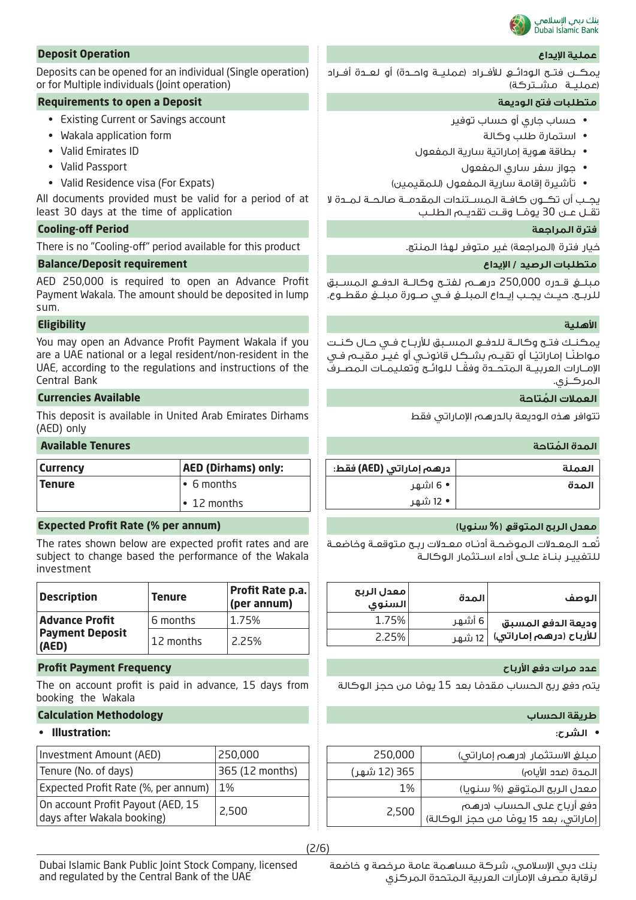## Deposit Operation

Deposits can be opened for an individual (Single operation) or for Multiple individuals (Joint operation)

## Requirements to open a Deposit

- Existing Current or Savings account
- Wakala application form
- Valid Emirates ID
- Valid Passport
- Valid Residence visa (For Expats)

All documents provided must be valid for a period of at least 30 days at the time of application

## Cooling-off Period

There is no "Cooling-off" period available for this product

## Balance/Deposit requirement

AED 250,000 is required to open an Advance Profit Payment Wakala. The amount should be deposited in lump sum.

## Eligibility

You may open an Advance Profit Payment Wakala if you are a UAE national or a legal resident/non-resident in the UAE, according to the regulations and instructions of the Central Bank

## Currencies Available

This deposit is available in United Arab Emirates Dirhams (AED) only

## Available Tenures

| Currency | AED (Dirhams) only: |
|---|---|
| Tenure | • 6 months |
| | • 12 months |

## Expected Profit Rate (% per annum)

The rates shown below are expected profit rates and are subject to change based the performance of the Wakala investment

| Description | Tenure | Profit Rate p.a. (per annum) |
|---|---|---|
| Advance Profit Payment Deposit (AED) | 6 months | 1.75% |
| | 12 months | 2.25% |

## Profit Payment Frequency

The on account profit is paid in advance, 15 days from booking the Wakala

## Calculation Methodology

- **Illustration:**

| Investment Amount (AED) | 250,000 |
|---|---|
| Tenure (No. of days) | 365 (12 months) |
| Expected Profit Rate (%, per annum) | 1% |
| On account Profit Payout (AED, 15 days after Wakala booking) | 2,500 |

## عملية الإيداع

يمكـن فتـح الودائـع للأفـراد (عمليـة واحـدة) أو لعـدة أفـراد (عمليـة مشـتركة)

## متطلبات فتح الوديعة

- حساب جاري أو حساب توفير
- استمارة طلب وكالة
- بطاقة هوية إماراتية سارية المفعول
- جواز سفر ساري المفعول
- تأشيرة إقامة سارية المفعول (للمقيمين)

يجـب أن تكـون كافـة المسـتندات المقدمـة صالحـة لمـدة لا تقـل عـن 30 يومـا وقـت تقديـم الطلـب

## فترة المراجعة

خيار فترة (المراجعة) غير متوفر لهذا المنتج.

## متطلبات الرصيد / الإيداع

مبلـغ قـدره 250,000 درهـم لفتـح وكالـة الدفـع المسـبق للربـح. حيـث يجـب إيـداع المبلـغ فـي صـورة مبلـغ مقطـوع.

## الأهلية

يمكنـك فتـح وكالـة للدفـع المسـبق للأربـاح فـي حـال كنـت مواطنًـا إماراتيًـا أو تقيـم بشـكل قانونـي أو غيـر مقيـم فـي الإمـارات العربيـة المتحـدة وفقًـا للوائـح وتعليمـات المصـرف المركـزي.

## العملات المُتاحة

تتوافر هذه الوديعة بالدرهم الإماراتي فقط

## المدة المُتاحة

| العملة | درهم إماراتي (AED) فقط: |
|---|---|
| المدة | • 6 اشهر |
| | • 12 شهر |

## معدل الربح المتوقع (% سنويا)

تُعـد المعـدلات الموضحـة أدنـاه معـدلات ربـح متوقعـة وخاضعـة للتغييـر بنـاءً علـى أداء اسـتثمار الوكالـة

| الوصف | المدة | معدل الربح السنوي |
|---|---|---|
| وديعة الدفع المسبق للأرباح (درهم إماراتي) | 6 أشهر | 1.75% |
| | 12 شهر | 2.25% |

## عدد مرات دفع الأرباح

يتم دفع ربح الحساب مقدمًا بعد 15 يومًا من حجز الوكالة

## طريقة الحساب

- **الشرح:**

| مبلغ الاستثمار (درهم إماراتي) | 250,000 |
|---|---|
| المدة (عدد الأيام) | 365 (12 شهر) |
| معدل الربح المتوقع (% سنويا) | 1% |
| دفع أرباح على الحساب (درهم إماراتي، بعد 15 يومًا من حجز الوكالة) | 2,500 |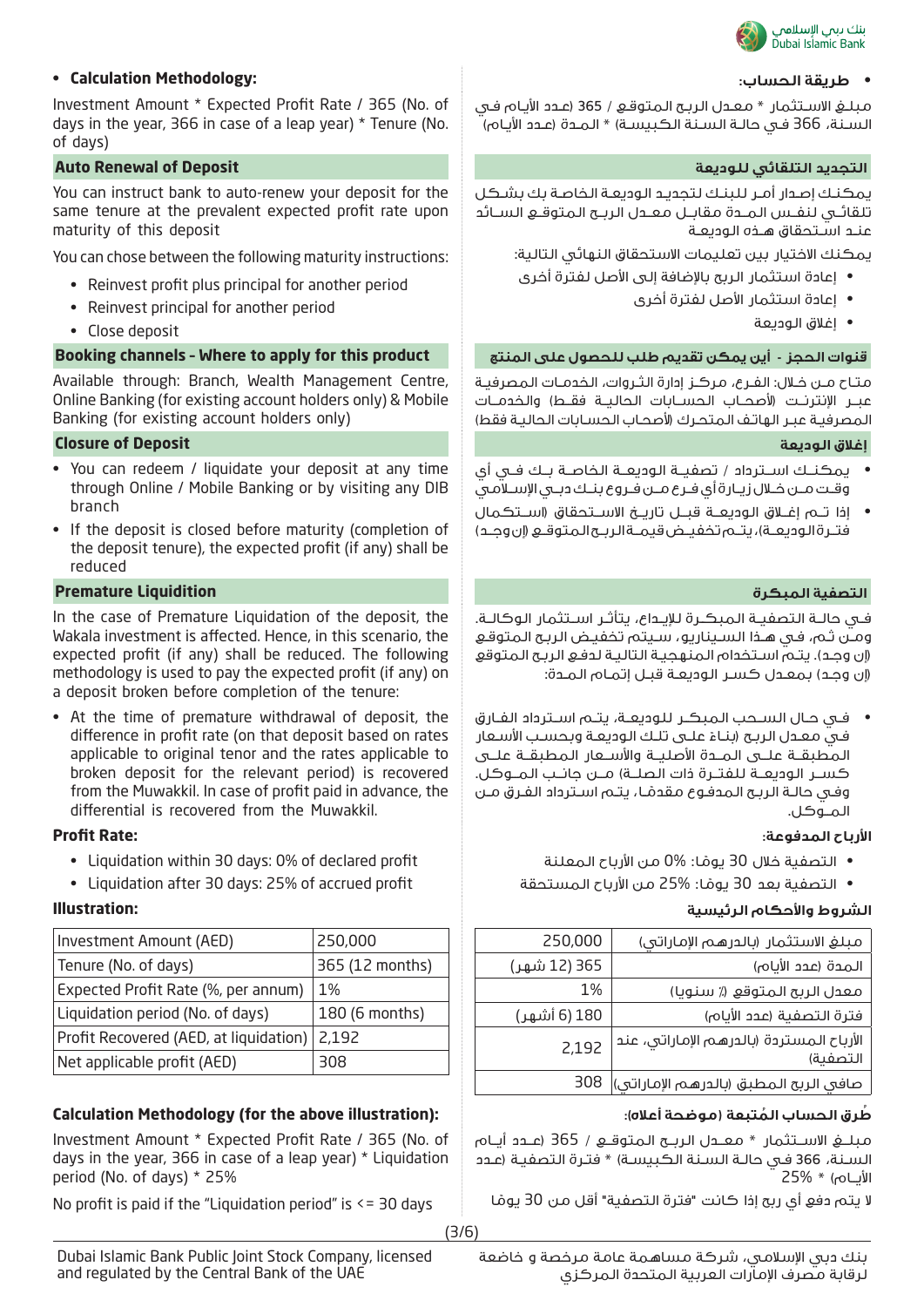- **Calculation Methodology:**

Investment Amount * Expected Profit Rate / 365 (No. of days in the year, 366 in case of a leap year) * Tenure (No. of days)

## Auto Renewal of Deposit

You can instruct bank to auto-renew your deposit for the same tenure at the prevalent expected profit rate upon maturity of this deposit

You can chose between the following maturity instructions:

- Reinvest profit plus principal for another period
- Reinvest principal for another period
- Close deposit

## Booking channels - Where to apply for this product

Available through: Branch, Wealth Management Centre, Online Banking (for existing account holders only) & Mobile Banking (for existing account holders only)

## Closure of Deposit

- You can redeem / liquidate your deposit at any time through Online / Mobile Banking or by visiting any DIB branch
- If the deposit is closed before maturity (completion of the deposit tenure), the expected profit (if any) shall be reduced

## Premature Liquidition

In the case of Premature Liquidation of the deposit, the Wakala investment is affected. Hence, in this scenario, the expected profit (if any) shall be reduced. The following methodology is used to pay the expected profit (if any) on a deposit broken before completion of the tenure:

- At the time of premature withdrawal of deposit, the difference in profit rate (on that deposit based on rates applicable to original tenor and the rates applicable to broken deposit for the relevant period) is recovered from the Muwakkil. In case of profit paid in advance, the differential is recovered from the Muwakkil.

**Profit Rate:**

- Liquidation within 30 days: 0% of declared profit
- Liquidation after 30 days: 25% of accrued profit

**Illustration:**

| Investment Amount (AED) | 250,000 |
|---|---|
| Tenure (No. of days) | 365 (12 months) |
| Expected Profit Rate (%, per annum) | 1% |
| Liquidation period (No. of days) | 180 (6 months) |
| Profit Recovered (AED, at liquidation) | 2,192 |
| Net applicable profit (AED) | 308 |

**Calculation Methodology (for the above illustration):**

Investment Amount * Expected Profit Rate / 365 (No. of days in the year, 366 in case of a leap year) * Liquidation period (No. of days) * 25%

No profit is paid if the "Liquidation period" is <= 30 days

- **طريقة الحساب:**

مبلغ الاستثمار * معدل الربح المتوقع / 365 (عدد الأيام في السنة، 366 في حالة السنة الكبيسة) * المدة (عدد الأيام)

## التجديد التلقائي للوديعة

يمكنك إصدار أمر للبنك لتجديد الوديعة الخاصة بك بشكل تلقائي لنفس المدة مقابل معدل الربح المتوقع السائد عند استحقاق هذه الوديعة

يمكنك الاختيار بين تعليمات الاستحقاق النهائي التالية:

- إعادة استثمار الربح بالإضافة إلى الأصل لفترة أخرى
- إعادة استثمار الأصل لفترة أخرى
- إغلاق الوديعة

## قنوات الحجز - أين يمكن تقديم طلب للحصول على المنتج

متاح من خلال: الفرع، مركز إدارة الثروات، الخدمات المصرفية عبر الإنترنت (لأصحاب الحسابات الحالية فقط) والخدمات المصرفية عبر الهاتف المتحرك (لأصحاب الحسابات الحالية فقط)

## إغلاق الوديعة

- يمكنك استرداد / تصفية الوديعة الخاصة بك في أي وقت من خلال زيارة أي فرع من فروع بنك دبي الإسلامي
- إذا تم إغلاق الوديعة قبل تاريخ الاستحقاق (استكمال فترة الوديعة)، يتم تخفيض قيمة الربح المتوقع (إن وجد)

## التصفية المبكرة

في حالة التصفية المبكرة للإيداع، يتأثر استثمار الوكالة. ومن ثم، في هذا السيناريو، سيتم تخفيض الربح المتوقع (إن وجد). يتم استخدام المنهجية التالية لدفع الربح المتوقع (إن وجد) بمعدل كسر الوديعة قبل إتمام المدة:

- في حال السحب المبكر للوديعة، يتم استرداد الفارق في معدل الربح (بناءً على تلك الوديعة وبحسب الأسعار المطبقة على المدة الأصلية والأسعار المطبقة على كسر الوديعة للفترة ذات الصلة) من جانب الموكل. وفي حالة الربح المدفوع مقدمًا، يتم استرداد الفرق من الموكل.

**الأرباح المدفوعة:**

- التصفية خلال 30 يومًا: 0% من الأرباح المعلنة
- التصفية بعد 30 يومًا: 25% من الأرباح المستحقة

**الشروط والأحكام الرئيسية**

| مبلغ الاستثمار (بالدرهم الإماراتي) | 250,000 |
|---|---|
| المدة (عدد الأيام) | 365 (12 شهر) |
| معدل الربح المتوقع (٪ سنويا) | 1% |
| فترة التصفية (عدد الأيام) | 180 (6 أشهر) |
| الأرباح المستردة (بالدرهم الإماراتي، عند التصفية) | 2,192 |
| صافي الربح المطبق (بالدرهم الإماراتي) | 308 |

**طُرق الحساب المُتبعة (موضحة أعلاه):**

مبلغ الاستثمار * معدل الربح المتوقع / 365 (عدد أيام السنة، 366 في حالة السنة الكبيسة) * فترة التصفية (عدد الأيام) * 25%

لا يتم دفع أي ربح إذا كانت "فترة التصفية" أقل من 30 يومًا

Dubai Islamic Bank Public Joint Stock Company, licensed and regulated by the Central Bank of the UAE

بنك دبي الإسلامي، شركة مساهمة عامة مرخصة و خاضعة لرقابة مصرف الإمارات العربية المتحدة المركزي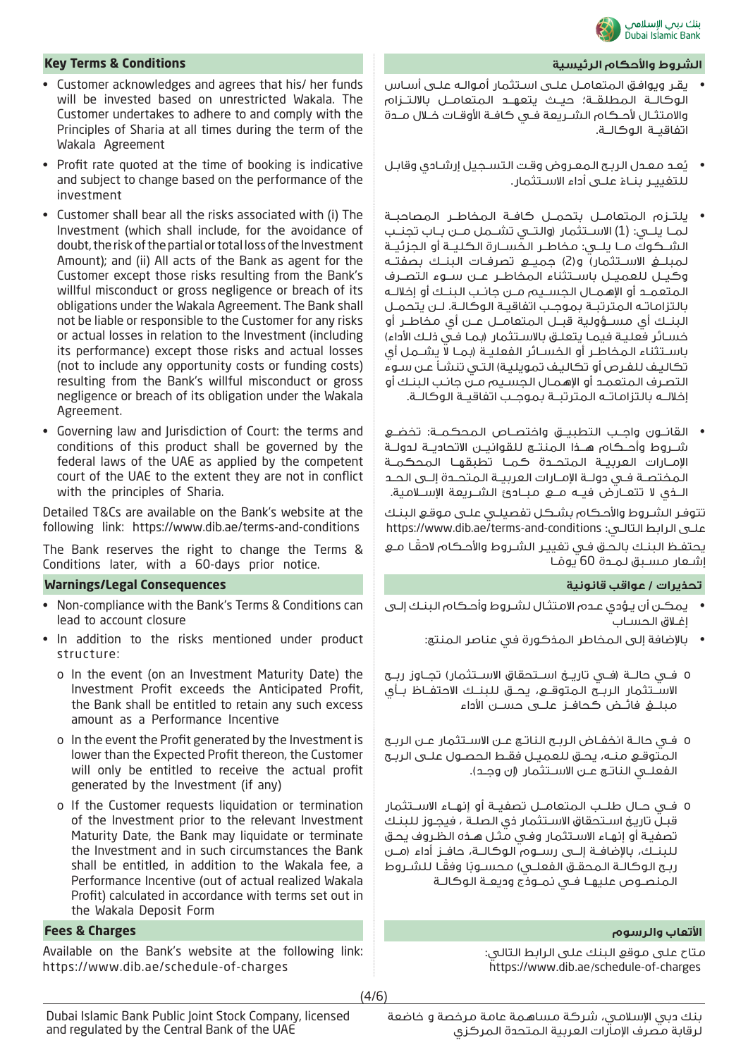## Key Terms & Conditions

- Customer acknowledges and agrees that his/ her funds will be invested based on unrestricted Wakala. The Customer undertakes to adhere to and comply with the Principles of Sharia at all times during the term of the Wakala Agreement
- Profit rate quoted at the time of booking is indicative and subject to change based on the performance of the investment
- Customer shall bear all the risks associated with (i) The Investment (which shall include, for the avoidance of doubt, the risk of the partial or total loss of the Investment Amount); and (ii) All acts of the Bank as agent for the Customer except those risks resulting from the Bank's willful misconduct or gross negligence or breach of its obligations under the Wakala Agreement. The Bank shall not be liable or responsible to the Customer for any risks or actual losses in relation to the Investment (including its performance) except those risks and actual losses (not to include any opportunity costs or funding costs) resulting from the Bank's willful misconduct or gross negligence or breach of its obligation under the Wakala Agreement.
- Governing law and Jurisdiction of Court: the terms and conditions of this product shall be governed by the federal laws of the UAE as applied by the competent court of the UAE to the extent they are not in conflict with the principles of Sharia.

Detailed T&Cs are available on the Bank's website at the following link: https://www.dib.ae/terms-and-conditions

The Bank reserves the right to change the Terms & Conditions later, with a 60-days prior notice.

## Warnings/Legal Consequences

- Non-compliance with the Bank's Terms & Conditions can lead to account closure
- In addition to the risks mentioned under product structure:
  - o In the event (on an Investment Maturity Date) the Investment Profit exceeds the Anticipated Profit, the Bank shall be entitled to retain any such excess amount as a Performance Incentive
  - o In the event the Profit generated by the Investment is lower than the Expected Profit thereon, the Customer will only be entitled to receive the actual profit generated by the Investment (if any)
  - o If the Customer requests liquidation or termination of the Investment prior to the relevant Investment Maturity Date, the Bank may liquidate or terminate the Investment and in such circumstances the Bank shall be entitled, in addition to the Wakala fee, a Performance Incentive (out of actual realized Wakala Profit) calculated in accordance with terms set out in the Wakala Deposit Form

## Fees & Charges

Available on the Bank's website at the following link: https://www.dib.ae/schedule-of-charges

## الشروط والأحكام الرئيسية

- يقر ويوافق المتعامل على استثمار أمواله على أساس الوكالة المطلقة؛ حيث يتعهد المتعامل بالالتزام والامتثال لأحكام الشريعة في كافة الأوقات خلال مدة اتفاقية الوكالة.
- يُعد معدل الربح المعروض وقت التسجيل إرشادي وقابل للتغيير بناء على أداء الاستثمار.
- يلتزم المتعامل بتحمل كافة المخاطر المصاحبة لما يلي: (1) الاستثمار (والتي تشمل من باب تجنب الشكوك ما يلي: مخاطر الخسارة الكلية أو الجزئية لمبلغ الاستثمار) و(2) جميع تصرفات البنك بصفته وكيل للعميل باستثناء المخاطر عن سوء التصرف المتعمد أو الإهمال الجسيم من جانب البنك أو إخلاله بالتزاماته المترتبة بموجب اتفاقية الوكالة. لن يتحمل البنك أي مسؤولية قبل المتعامل عن أي مخاطر أو خسائر فعلية فيما يتعلق بالاستثمار (بما في ذلك الأداء) باستثناء المخاطر أو الخسائر الفعلية (بما لا يشمل أي تكاليف للفرص أو تكاليف تمويلية) التي تنشأ عن سوء التصرف المتعمد أو الإهمال الجسيم من جانب البنك أو إخلاله بالتزاماته المترتبة بموجب اتفاقية الوكالة.
- القانون واجب التطبيق واختصاص المحكمة: تخضع شروط وأحكام هذا المنتج للقوانين الاتحادية لدولة الإمارات العربية المتحدة كما تطبقها المحكمة المختصة في دولة الإمارات العربية المتحدة إلى الحد الذي لا تتعارض فيه مع مبادئ الشريعة الإسلامية.

تتوفر الشروط والأحكام بشكل تفصيلي على موقع البنك على الرابط التالي: https://www.dib.ae/terms-and-conditions

يحتفظ البنك بالحق في تغيير الشروط والأحكام لاحقًا مع إشعار مسبق لمدة 60 يومًا

## تحذيرات / عواقب قانونية

- يمكن أن يؤدي عدم الامتثال لشروط وأحكام البنك إلى إغلاق الحساب
- بالإضافة إلى المخاطر المذكورة في عناصر المنتج:
  - o في حالة (في تاريخ استحقاق الاستثمار) تجاوز ربح الاستثمار الربح المتوقع، يحق للبنك الاحتفاظ بأي مبلغ فائض كحافز على حسن الأداء
  - o في حالة انخفاض الربح الناتج عن الاستثمار عن الربح المتوقع منه، يحق للعميل فقط الحصول على الربح الفعلي الناتج عن الاستثمار (إن وجد).
  - o في حال طلب المتعامل تصفية أو إنهاء الاستثمار قبل تاريخ استحقاق الاستثمار ذي الصلة ، فيجوز للبنك تصفية أو إنهاء الاستثمار وفي مثل هذه الظروف يحق للبنك، بالإضافة إلى رسوم الوكالة، حافز أداء (من ربح الوكالة المحقق الفعلي) محسوبًا وفقًا للشروط المنصوص عليها في نموذج وديعة الوكالة

## الأتعاب والرسوم

متاح على موقع البنك على الرابط التالي: https://www.dib.ae/schedule-of-charges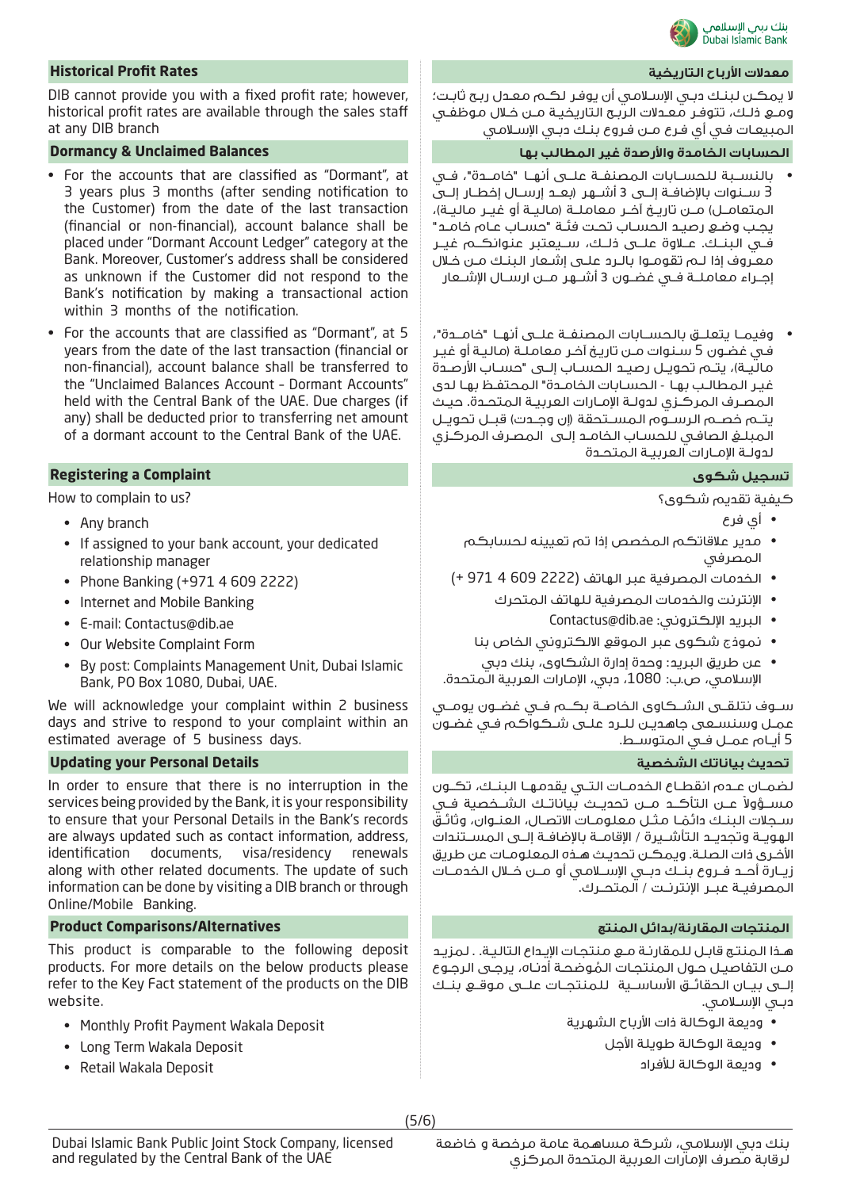## Historical Profit Rates

DIB cannot provide you with a fixed profit rate; however, historical profit rates are available through the sales staff at any DIB branch

## Dormancy & Unclaimed Balances

- For the accounts that are classified as "Dormant", at 3 years plus 3 months (after sending notification to the Customer) from the date of the last transaction (financial or non-financial), account balance shall be placed under "Dormant Account Ledger" category at the Bank. Moreover, Customer's address shall be considered as unknown if the Customer did not respond to the Bank's notification by making a transactional action within 3 months of the notification.
- For the accounts that are classified as "Dormant", at 5 years from the date of the last transaction (financial or non-financial), account balance shall be transferred to the "Unclaimed Balances Account – Dormant Accounts" held with the Central Bank of the UAE. Due charges (if any) shall be deducted prior to transferring net amount of a dormant account to the Central Bank of the UAE.

## Registering a Complaint

How to complain to us?

- Any branch
- If assigned to your bank account, your dedicated relationship manager
- Phone Banking (+971 4 609 2222)
- Internet and Mobile Banking
- E-mail: Contactus@dib.ae
- Our Website Complaint Form
- By post: Complaints Management Unit, Dubai Islamic Bank, PO Box 1080, Dubai, UAE.

We will acknowledge your complaint within 2 business days and strive to respond to your complaint within an estimated average of 5 business days.

## Updating your Personal Details

In order to ensure that there is no interruption in the services being provided by the Bank, it is your responsibility to ensure that your Personal Details in the Bank's records are always updated such as contact information, address, identification documents, visa/residency renewals along with other related documents. The update of such information can be done by visiting a DIB branch or through Online/Mobile Banking.

## Product Comparisons/Alternatives

This product is comparable to the following deposit products. For more details on the below products please refer to the Key Fact statement of the products on the DIB website.

- Monthly Profit Payment Wakala Deposit
- Long Term Wakala Deposit
- Retail Wakala Deposit

## معدلات الأرباح التاريخية

لا يمكن لبنك دبي الإسلامي أن يوفر لكم معدل ربح ثابت؛ ومع ذلك، تتوفر معدلات الربح التاريخية من خلال موظفي المبيعات في أي فرع من فروع بنك دبي الإسلامي

## الحسابات الخامدة والأرصدة غير المطالب بها

- بالنسبة للحسابات المصنفة على أنها "خامدة"، في 3 سنوات بالإضافة إلى 3 أشهر (بعد إرسال إخطار إلى المتعامل) من تاريخ آخر معاملة (مالية أو غير مالية)، يجب وضع رصيد الحساب تحت فئة "حساب عام خامد" في البنك. علاوة على ذلك، سيعتبر عنوانكم غير معروف إذا لم تقوموا بالرد على إشعار البنك من خلال إجراء معاملة في غضون 3 أشهر من ارسال الإشعار
- وفيما يتعلق بالحسابات المصنفة على أنها "خامدة"، في غضون 5 سنوات من تاريخ آخر معاملة (مالية أو غير مالية)، يتم تحويل رصيد الحساب إلى "حساب الأرصدة غير المطالب بها - الحسابات الخامدة" المحتفظ بها لدى المصرف المركزي لدولة الإمارات العربية المتحدة. حيث يتم خصم الرسوم المستحقة (إن وجدت) قبل تحويل المبلغ الصافي للحساب الخامد إلى المصرف المركزي لدولة الإمارات العربية المتحدة

## تسجيل شكوى

كيفية تقديم شكوى؟

- أي فرع
- مدير علاقاتكم المخصص إذا تم تعيينه لحسابكم المصرفي
- الخدمات المصرفية عبر الهاتف (2222 609 4 971 +)
- الإنترنت والخدمات المصرفية للهاتف المتحرك
- البريد الإلكتروني: Contactus@dib.ae
- نموذج شكوى عبر الموقع الالكتروني الخاص بنا
- عن طريق البريد: وحدة إدارة الشكاوى، بنك دبي الإسلامي، ص.ب: 1080، دبي، الإمارات العربية المتحدة.

سوف نتلقى الشكاوى الخاصة بكم في غضون يومي عمل وسنسعى جاهدين للرد على شكواكم في غضون 5 أيام عمل في المتوسط.

## تحديث بياناتك الشخصية

لضمان عدم انقطاع الخدمات التي يقدمها البنك، تكون مسؤولاً عن التأكد من تحديث بياناتك الشخصية في سجلات البنك دائماً مثل معلومات الاتصال، العنوان، وثائق الهوية وتجديد التأشيرة / الإقامة بالإضافة إلى المستندات الأخرى ذات الصلة. ويمكن تحديث هذه المعلومات عن طريق زيارة أحد فروع بنك دبي الإسلامي أو من خلال الخدمات المصرفية عبر الإنترنت / المتحرك.

## المنتجات المقارنة/بدائل المنتج

هذا المنتج قابل للمقارنة مع منتجات الإيداع التالية. . لمزيد من التفاصيل حول المنتجات المُوضحة أدناه، يرجى الرجوع إلى بيان الحقائق الأساسية للمنتجات على موقع بنك دبي الإسلامي.

- وديعة الوكالة ذات الأرباح الشهرية
- وديعة الوكالة طويلة الأجل
- وديعة الوكالة للأفراد

Dubai Islamic Bank Public Joint Stock Company, licensed and regulated by the Central Bank of the UAE

بنك دبي الإسلامي، شركة مساهمة عامة مرخصة و خاضعة لرقابة مصرف الإمارات العربية المتحدة المركزي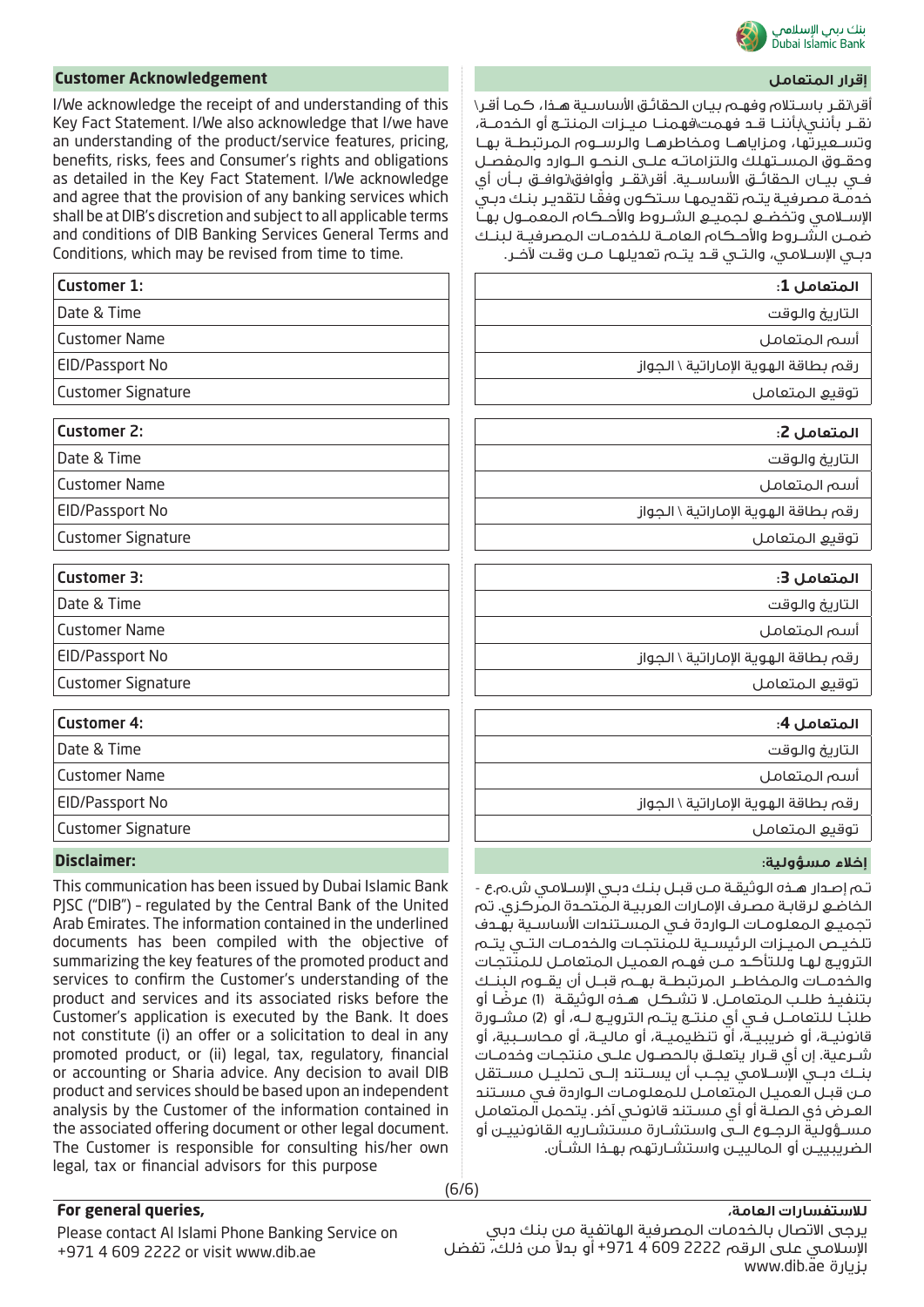## Customer Acknowledgement

I/We acknowledge the receipt of and understanding of this Key Fact Statement. I/We also acknowledge that I/we have an understanding of the product/service features, pricing, benefits, risks, fees and Consumer's rights and obligations as detailed in the Key Fact Statement. I/We acknowledge and agree that the provision of any banking services which shall be at DIB's discretion and subject to all applicable terms and conditions of DIB Banking Services General Terms and Conditions, which may be revised from time to time.

## إقرار المتعامل

أقر\نقر باستلام وفهم بيان الحقائق الأساسية هذا، كما أقر\نقر بأنني\بأننا قد فهمت\فهمنا ميزات المنتج أو الخدمة، وتسعيرتها، ومزاياها ومخاطرها والرسوم المرتبطة بها وحقوق المستهلك والتزاماته على النحو الوارد والمفصل في بيان الحقائق الأساسية. أقر\نقر وأوافق\نوافق بأن أي خدمة مصرفية يتم تقديمها ستكون وفقًا لتقدير بنك دبي الإسلامي وتخضع لجميع الشروط والأحكام المعمول بها ضمن الشروط والأحكام العامة للخدمات المصرفية لبنك دبي الإسلامي، والتي قد يتم تعديلها من وقت لآخر.

| Customer 1: | المتعامل 1: |
|---|---|
| Date & Time | التاريخ والوقت |
| Customer Name | أسم المتعامل |
| EID/Passport No | رقم بطاقة الهوية الإماراتية \ الجواز |
| Customer Signature | توقيع المتعامل |

| Customer 2: | المتعامل 2: |
|---|---|
| Date & Time | التاريخ والوقت |
| Customer Name | أسم المتعامل |
| EID/Passport No | رقم بطاقة الهوية الإماراتية \ الجواز |
| Customer Signature | توقيع المتعامل |

| Customer 3: | المتعامل 3: |
|---|---|
| Date & Time | التاريخ والوقت |
| Customer Name | أسم المتعامل |
| EID/Passport No | رقم بطاقة الهوية الإماراتية \ الجواز |
| Customer Signature | توقيع المتعامل |

| Customer 4: | المتعامل 4: |
|---|---|
| Date & Time | التاريخ والوقت |
| Customer Name | أسم المتعامل |
| EID/Passport No | رقم بطاقة الهوية الإماراتية \ الجواز |
| Customer Signature | توقيع المتعامل |

## Disclaimer:

This communication has been issued by Dubai Islamic Bank PJSC ("DIB") - regulated by the Central Bank of the United Arab Emirates. The information contained in the underlined documents has been compiled with the objective of summarizing the key features of the promoted product and services to confirm the Customer's understanding of the product and services and its associated risks before the Customer's application is executed by the Bank. It does not constitute (i) an offer or a solicitation to deal in any promoted product, or (ii) legal, tax, regulatory, financial or accounting or Sharia advice. Any decision to avail DIB product and services should be based upon an independent analysis by the Customer of the information contained in the associated offering document or other legal document. The Customer is responsible for consulting his/her own legal, tax or financial advisors for this purpose

## إخلاء مسؤولية:

تم إصدار هذه الوثيقة من قبل بنك دبي الإسلامي ش.م.ع - الخاضع لرقابة مصرف الإمارات العربية المتحدة المركزي. تم تجميع المعلومات الواردة في المستندات الأساسية بهدف تلخيص الميزات الرئيسية للمنتجات والخدمات التي يتم الترويج لها وللتأكد من فهم العميل المتعامل للمنتجات والخدمات والمخاطر المرتبطة بهم قبل أن يقوم البنك بتنفيذ طلب المتعامل. لا تشكل هذه الوثيقة (1) عرضًا أو طلبًا للتعامل في أي منتج يتم الترويج له، أو (2) مشورة قانونية، أو ضريبية، أو تنظيمية، أو مالية، أو محاسبية، أو شرعية. إن أي قرار يتعلق بالحصول على منتجات وخدمات بنك دبي الإسلامي يجب أن يستند إلى تحليل مستقل من قبل العميل المتعامل للمعلومات الواردة في مستند العرض ذي الصلة أو أي مستند قانوني آخر. يتحمل المتعامل مسؤولية الرجوع الى واستشارة مستشاريه القانونيين أو الضريبيين أو الماليين واستشارتهم بهذا الشأن.

**For general queries,**

Please contact Al Islami Phone Banking Service on +971 4 609 2222 or visit www.dib.ae

**للاستفسارات العامة،**

يرجى الاتصال بالخدمات المصرفية الهاتفية من بنك دبي الإسلامي على الرقم 2222 609 4 971+ أو بدلاً من ذلك، تفضل بزيارة www.dib.ae